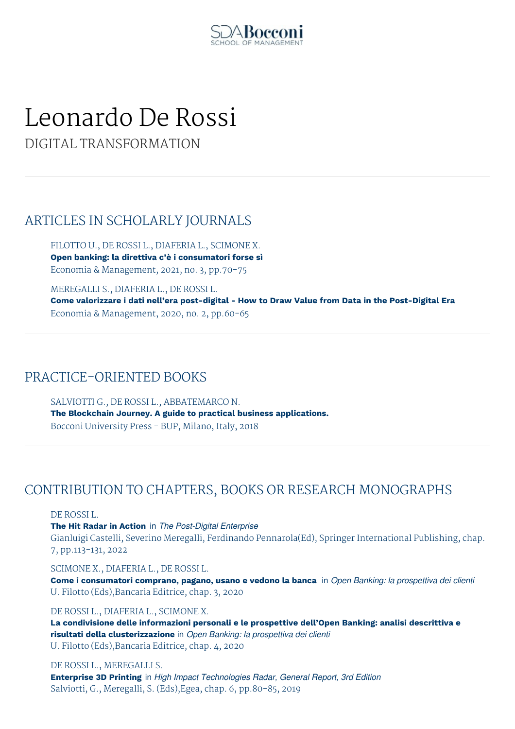# Leonardo De Rossi

DIGITAL TRANSFORMATION

## ARTICLES IN SCHOLARLY JOURNALS

FILOTTO U., DE ROSSI L., DIAFERIA L., SCIMONE X.
**Open banking: la direttiva c'è i consumatori forse sì**
Economia & Management, 2021, no. 3, pp.70-75

MEREGALLI S., DIAFERIA L., DE ROSSI L.
**Come valorizzare i dati nell'era post-digital - How to Draw Value from Data in the Post-Digital Era**
Economia & Management, 2020, no. 2, pp.60-65

## PRACTICE-ORIENTED BOOKS

SALVIOTTI G., DE ROSSI L., ABBATEMARCO N.
**The Blockchain Journey. A guide to practical business applications.**
Bocconi University Press - BUP, Milano, Italy, 2018

## CONTRIBUTION TO CHAPTERS, BOOKS OR RESEARCH MONOGRAPHS

DE ROSSI L.
**The Hit Radar in Action** in *The Post-Digital Enterprise*
Gianluigi Castelli, Severino Meregalli, Ferdinando Pennarola(Ed), Springer International Publishing, chap. 7, pp.113-131, 2022

SCIMONE X., DIAFERIA L., DE ROSSI L.
**Come i consumatori comprano, pagano, usano e vedono la banca** in *Open Banking: la prospettiva dei clienti*
U. Filotto (Eds),Bancaria Editrice, chap. 3, 2020

DE ROSSI L., DIAFERIA L., SCIMONE X.
**La condivisione delle informazioni personali e le prospettive dell'Open Banking: analisi descrittiva e risultati della clusterizzazione** in *Open Banking: la prospettiva dei clienti*
U. Filotto (Eds),Bancaria Editrice, chap. 4, 2020

DE ROSSI L., MEREGALLI S.
**Enterprise 3D Printing** in *High Impact Technologies Radar, General Report, 3rd Edition*
Salviotti, G., Meregalli, S. (Eds),Egea, chap. 6, pp.80-85, 2019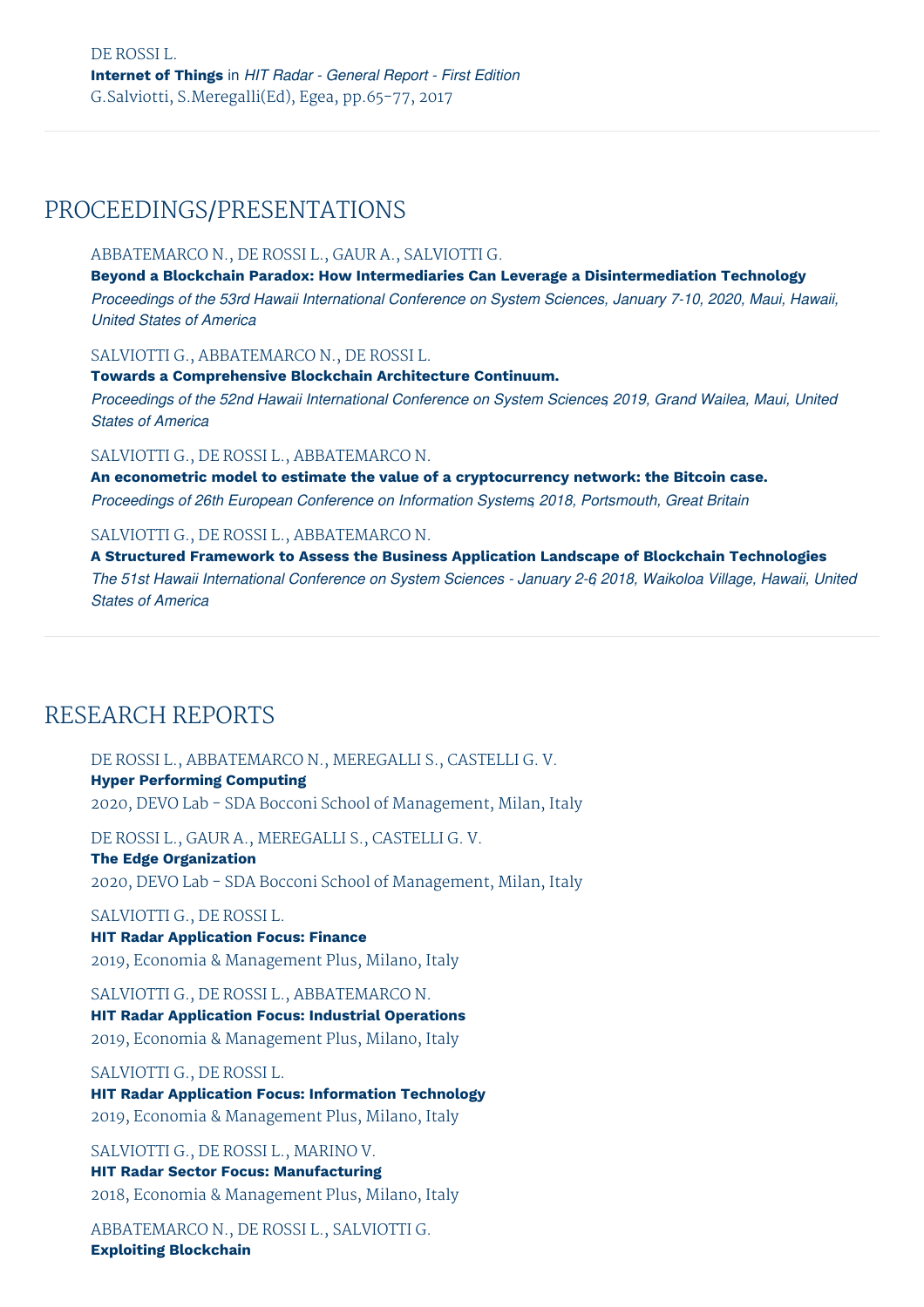DE ROSSI L.
**Internet of Things** in *HIT Radar - General Report - First Edition*
G.Salviotti, S.Meregalli(Ed), Egea, pp.65-77, 2017

## PROCEEDINGS/PRESENTATIONS

ABBATEMARCO N., DE ROSSI L., GAUR A., SALVIOTTI G.
**Beyond a Blockchain Paradox: How Intermediaries Can Leverage a Disintermediation Technology**
*Proceedings of the 53rd Hawaii International Conference on System Sciences, January 7-10, 2020, Maui, Hawaii, United States of America*

SALVIOTTI G., ABBATEMARCO N., DE ROSSI L.
**Towards a Comprehensive Blockchain Architecture Continuum.**
*Proceedings of the 52nd Hawaii International Conference on System Sciences, 2019, Grand Wailea, Maui, United States of America*

SALVIOTTI G., DE ROSSI L., ABBATEMARCO N.
**An econometric model to estimate the value of a cryptocurrency network: the Bitcoin case.**
*Proceedings of 26th European Conference on Information Systems, 2018, Portsmouth, Great Britain*

SALVIOTTI G., DE ROSSI L., ABBATEMARCO N.
**A Structured Framework to Assess the Business Application Landscape of Blockchain Technologies**
*The 51st Hawaii International Conference on System Sciences - January 2-6, 2018, Waikoloa Village, Hawaii, United States of America*

## RESEARCH REPORTS

DE ROSSI L., ABBATEMARCO N., MEREGALLI S., CASTELLI G. V.
**Hyper Performing Computing**
2020, DEVO Lab - SDA Bocconi School of Management, Milan, Italy

DE ROSSI L., GAUR A., MEREGALLI S., CASTELLI G. V.
**The Edge Organization**
2020, DEVO Lab - SDA Bocconi School of Management, Milan, Italy

SALVIOTTI G., DE ROSSI L.
**HIT Radar Application Focus: Finance**
2019, Economia & Management Plus, Milano, Italy

SALVIOTTI G., DE ROSSI L., ABBATEMARCO N.
**HIT Radar Application Focus: Industrial Operations**
2019, Economia & Management Plus, Milano, Italy

SALVIOTTI G., DE ROSSI L.
**HIT Radar Application Focus: Information Technology**
2019, Economia & Management Plus, Milano, Italy

SALVIOTTI G., DE ROSSI L., MARINO V.
**HIT Radar Sector Focus: Manufacturing**
2018, Economia & Management Plus, Milano, Italy

ABBATEMARCO N., DE ROSSI L., SALVIOTTI G.
**Exploiting Blockchain**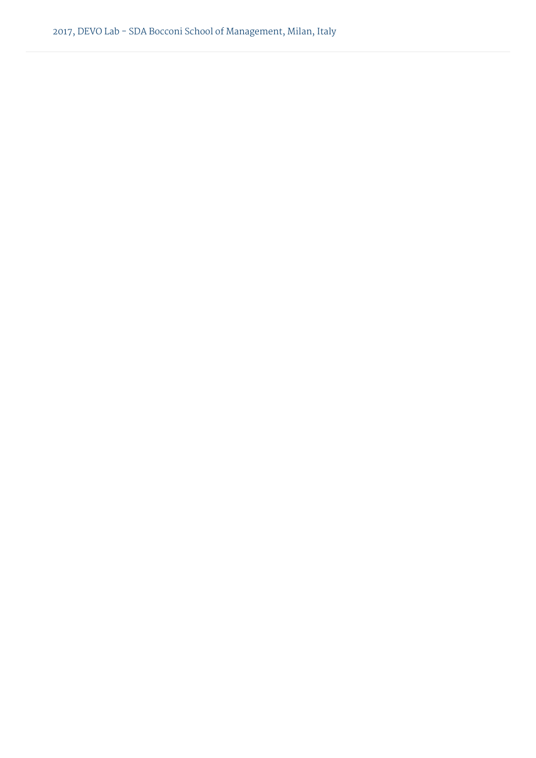2017, DEVO Lab - SDA Bocconi School of Management, Milan, Italy